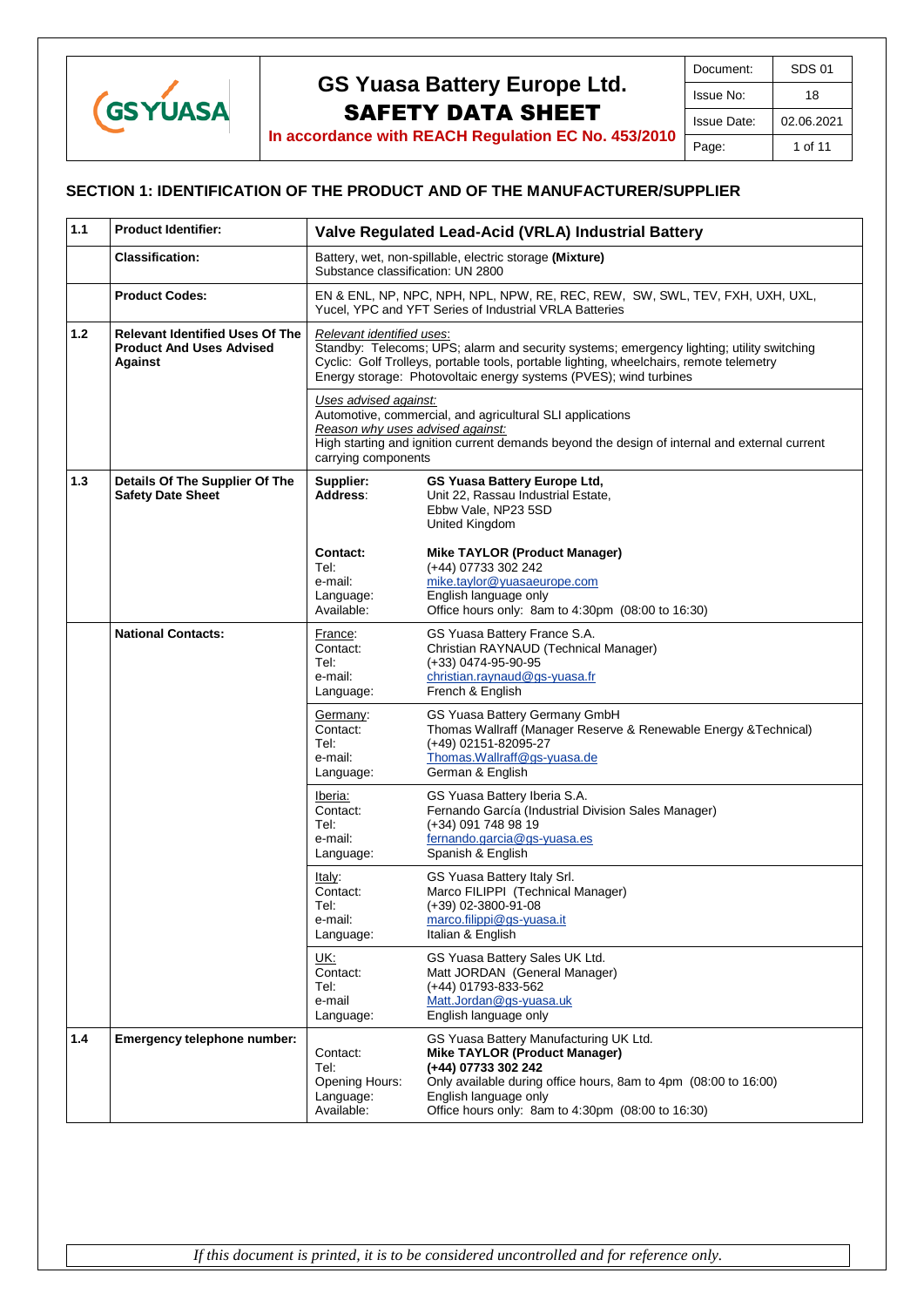# GS Yuasa Battery Europe Ltd.
# SAFETY DATA SHEET

**In accordance with REACH Regulation EC No. 453/2010**

| Document: | SDS 01 |
| --- | --- |
| Issue No: | 18 |
| Issue Date: | 02.06.2021 |

## SECTION 1: IDENTIFICATION OF THE PRODUCT AND OF THE MANUFACTURER/SUPPLIER

| | | | |
| --- | --- | --- | --- |
| **1.1** | **Product Identifier:** | **Valve Regulated Lead-Acid (VRLA) Industrial Battery** | |
| | **Classification:** | Battery, wet, non-spillable, electric storage **(Mixture)**<br>Substance classification: UN 2800 | |
| | **Product Codes:** | EN & ENL, NP, NPC, NPH, NPL, NPW, RE, REC, REW, SW, SWL, TEV, FXH, UXH, UXL, Yucel, YPC and YFT Series of Industrial VRLA Batteries | |
| **1.2** | **Relevant Identified Uses Of The Product And Uses Advised Against** | *Relevant identified uses*:<br>Standby: Telecoms; UPS; alarm and security systems; emergency lighting; utility switching<br>Cyclic: Golf Trolleys, portable tools, portable lighting, wheelchairs, remote telemetry<br>Energy storage: Photovoltaic energy systems (PVES); wind turbines | |
| | | *Uses advised against:*<br>Automotive, commercial, and agricultural SLI applications<br>*Reason why uses advised against:*<br>High starting and ignition current demands beyond the design of internal and external current carrying components | |
| **1.3** | **Details Of The Supplier Of The Safety Date Sheet** | **Supplier:**<br>**Address**: | **GS Yuasa Battery Europe Ltd,**<br>Unit 22, Rassau Industrial Estate,<br>Ebbw Vale, NP23 5SD<br>United Kingdom |
| | | **Contact:**<br>Tel:<br>e-mail:<br>Language:<br>Available: | **Mike TAYLOR (Product Manager)**<br>(+44) 07733 302 242<br>mike.taylor@yuasaeurope.com<br>English language only<br>Office hours only: 8am to 4:30pm (08:00 to 16:30) |
| | **National Contacts:** | France:<br>Contact:<br>Tel:<br>e-mail:<br>Language: | GS Yuasa Battery France S.A.<br>Christian RAYNAUD (Technical Manager)<br>(+33) 0474-95-90-95<br>christian.raynaud@gs-yuasa.fr<br>French & English |
| | | Germany:<br>Contact:<br>Tel:<br>e-mail:<br>Language: | GS Yuasa Battery Germany GmbH<br>Thomas Wallraff (Manager Reserve & Renewable Energy &Technical)<br>(+49) 02151-82095-27<br>Thomas.Wallraff@gs-yuasa.de<br>German & English |
| | | Iberia:<br>Contact:<br>Tel:<br>e-mail:<br>Language: | GS Yuasa Battery Iberia S.A.<br>Fernando García (Industrial Division Sales Manager)<br>(+34) 091 748 98 19<br>fernando.garcia@gs-yuasa.es<br>Spanish & English |
| | | Italy:<br>Contact:<br>Tel:<br>e-mail:<br>Language: | GS Yuasa Battery Italy Srl.<br>Marco FILIPPI (Technical Manager)<br>(+39) 02-3800-91-08<br>marco.filippi@gs-yuasa.it<br>Italian & English |
| | | UK:<br>Contact:<br>Tel:<br>e-mail<br>Language: | GS Yuasa Battery Sales UK Ltd.<br>Matt JORDAN (General Manager)<br>(+44) 01793-833-562<br>Matt.Jordan@gs-yuasa.uk<br>English language only |
| **1.4** | **Emergency telephone number:** | <br>Contact:<br>Tel:<br>Opening Hours:<br>Language:<br>Available: | GS Yuasa Battery Manufacturing UK Ltd.<br>**Mike TAYLOR (Product Manager)**<br>**(+44) 07733 302 242**<br>Only available during office hours, 8am to 4pm (08:00 to 16:00)<br>English language only<br>Office hours only: 8am to 4:30pm (08:00 to 16:30) |

*If this document is printed, it is to be considered uncontrolled and for reference only.*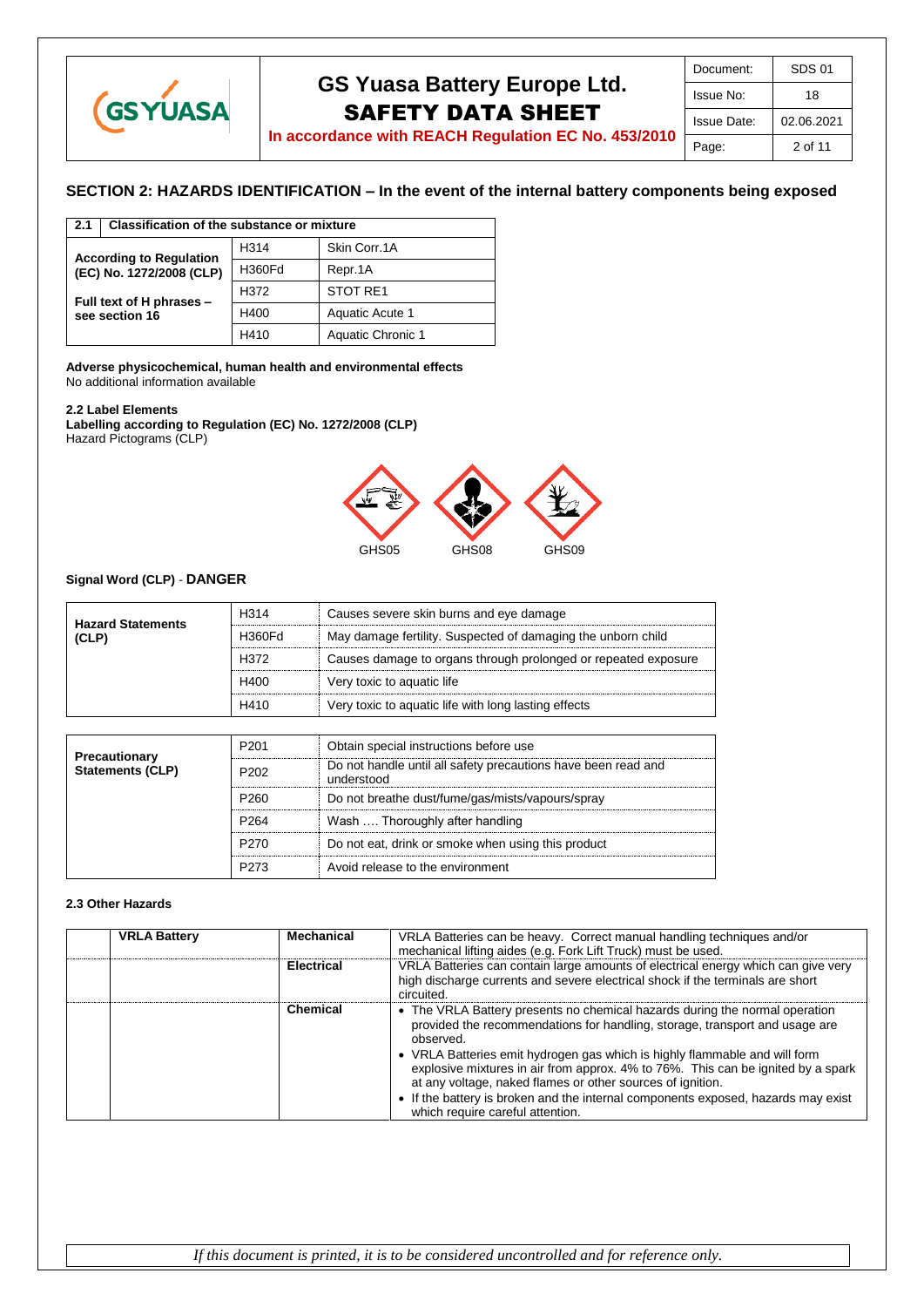## SECTION 2: HAZARDS IDENTIFICATION – In the event of the internal battery components being exposed

| 2.1 | Classification of the substance or mixture | |
|---|---|---|
| According to Regulation (EC) No. 1272/2008 (CLP) | H314 | Skin Corr.1A |
| | H360Fd | Repr.1A |
| Full text of H phrases – see section 16 | H372 | STOT RE1 |
| | H400 | Aquatic Acute 1 |
| | H410 | Aquatic Chronic 1 |

**Adverse physicochemical, human health and environmental effects**
No additional information available

**2.2 Label Elements**
**Labelling according to Regulation (EC) No. 1272/2008 (CLP)**
Hazard Pictograms (CLP)

GHS05 GHS08 GHS09

**Signal Word (CLP)** - **DANGER**

| Hazard Statements (CLP) | | |
|---|---|---|
| | H314 | Causes severe skin burns and eye damage |
| | H360Fd | May damage fertility. Suspected of damaging the unborn child |
| | H372 | Causes damage to organs through prolonged or repeated exposure |
| | H400 | Very toxic to aquatic life |
| | H410 | Very toxic to aquatic life with long lasting effects |

| Precautionary Statements (CLP) | | |
|---|---|---|
| | P201 | Obtain special instructions before use |
| | P202 | Do not handle until all safety precautions have been read and understood |
| | P260 | Do not breathe dust/fume/gas/mists/vapours/spray |
| | P264 | Wash …. Thoroughly after handling |
| | P270 | Do not eat, drink or smoke when using this product |
| | P273 | Avoid release to the environment |

**2.3 Other Hazards**

| | VRLA Battery | | |
|---|---|---|---|
| | | **Mechanical** | VRLA Batteries can be heavy. Correct manual handling techniques and/or mechanical lifting aides (e.g. Fork Lift Truck) must be used. |
| | | **Electrical** | VRLA Batteries can contain large amounts of electrical energy which can give very high discharge currents and severe electrical shock if the terminals are short circuited. |
| | | **Chemical** | • The VRLA Battery presents no chemical hazards during the normal operation provided the recommendations for handling, storage, transport and usage are observed. • VRLA Batteries emit hydrogen gas which is highly flammable and will form explosive mixtures in air from approx. 4% to 76%. This can be ignited by a spark at any voltage, naked flames or other sources of ignition. • If the battery is broken and the internal components exposed, hazards may exist which require careful attention. |

*If this document is printed, it is to be considered uncontrolled and for reference only.*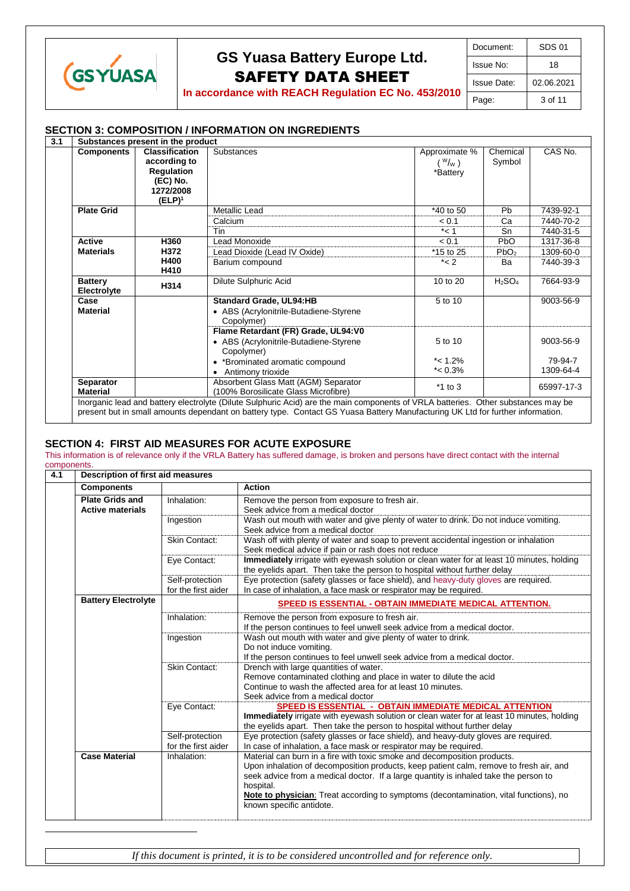## SECTION 3: COMPOSITION / INFORMATION ON INGREDIENTS

**3.1 Substances present in the product**

| Components | Classification according to Regulation (EC) No. 1272/2008 (ELP)[1] | Substances | Approximate % ($^w/_w$) *Battery | Chemical Symbol | CAS No. |
|---|---|---|---|---|---|
| **Plate Grid** | | Metallic Lead | *40 to 50 | Pb | 7439-92-1 |
| | | Calcium | < 0.1 | Ca | 7440-70-2 |
| | | Tin | *< 1 | Sn | 7440-31-5 |
| **Active Materials** | H360 | Lead Monoxide | < 0.1 | PbO | 1317-36-8 |
| | H372 | Lead Dioxide (Lead IV Oxide) | *15 to 25 | $PbO_2$ | 1309-60-0 |
| | H400 H410 | Barium compound | *< 2 | Ba | 7440-39-3 |
| **Battery Electrolyte** | H314 | Dilute Sulphuric Acid | 10 to 20 | $H_2SO_4$ | 7664-93-9 |
| **Case Material** | | **Standard Grade, UL94:HB** • ABS (Acrylonitrile-Butadiene-Styrene Copolymer) | 5 to 10 | | 9003-56-9 |
| | | **Flame Retardant (FR) Grade, UL94:V0** • ABS (Acrylonitrile-Butadiene-Styrene Copolymer) | 5 to 10 | | 9003-56-9 |
| | | • *Brominated aromatic compound | *< 1.2% | | 79-94-7 |
| | | • Antimony trioxide | *< 0.3% | | 1309-64-4 |
| **Separator Material** | | Absorbent Glass Matt (AGM) Separator (100% Borosilicate Glass Microfibre) | *1 to 3 | | 65997-17-3 |

Inorganic lead and battery electrolyte (Dilute Sulphuric Acid) are the main components of VRLA batteries. Other substances may be present but in small amounts dependant on battery type. Contact GS Yuasa Battery Manufacturing UK Ltd for further information.

## SECTION 4: FIRST AID MEASURES FOR ACUTE EXPOSURE

This information is of relevance only if the VRLA Battery has suffered damage, is broken and persons have direct contact with the internal components.

**4.1 Description of first aid measures**

| Components | | Action |
|---|---|---|
| **Plate Grids and Active materials** | Inhalation: | Remove the person from exposure to fresh air. Seek advice from a medical doctor |
| | Ingestion | Wash out mouth with water and give plenty of water to drink. Do not induce vomiting. Seek advice from a medical doctor |
| | Skin Contact: | Wash off with plenty of water and soap to prevent accidental ingestion or inhalation Seek medical advice if pain or rash does not reduce |
| | Eye Contact: | **Immediately** irrigate with eyewash solution or clean water for at least 10 minutes, holding the eyelids apart. Then take the person to hospital without further delay |
| | Self-protection for the first aider | Eye protection (safety glasses or face shield), and heavy-duty gloves are required. In case of inhalation, a face mask or respirator may be required. |
| **Battery Electrolyte** | | **SPEED IS ESSENTIAL - OBTAIN IMMEDIATE MEDICAL ATTENTION.** |
| | Inhalation: | Remove the person from exposure to fresh air. If the person continues to feel unwell seek advice from a medical doctor. |
| | Ingestion | Wash out mouth with water and give plenty of water to drink. Do not induce vomiting. If the person continues to feel unwell seek advice from a medical doctor. |
| | Skin Contact: | Drench with large quantities of water. Remove contaminated clothing and place in water to dilute the acid Continue to wash the affected area for at least 10 minutes. Seek advice from a medical doctor |
| | Eye Contact: | **SPEED IS ESSENTIAL - OBTAIN IMMEDIATE MEDICAL ATTENTION** **Immediately** irrigate with eyewash solution or clean water for at least 10 minutes, holding the eyelids apart. Then take the person to hospital without further delay |
| | Self-protection for the first aider | Eye protection (safety glasses or face shield), and heavy-duty gloves are required. In case of inhalation, a face mask or respirator may be required. |
| **Case Material** | Inhalation: | Material can burn in a fire with toxic smoke and decomposition products. Upon inhalation of decomposition products, keep patient calm, remove to fresh air, and seek advice from a medical doctor. If a large quantity is inhaled take the person to hospital. **Note to physician**: Treat according to symptoms (decontamination, vital functions), no known specific antidote. |

*If this document is printed, it is to be considered uncontrolled and for reference only.*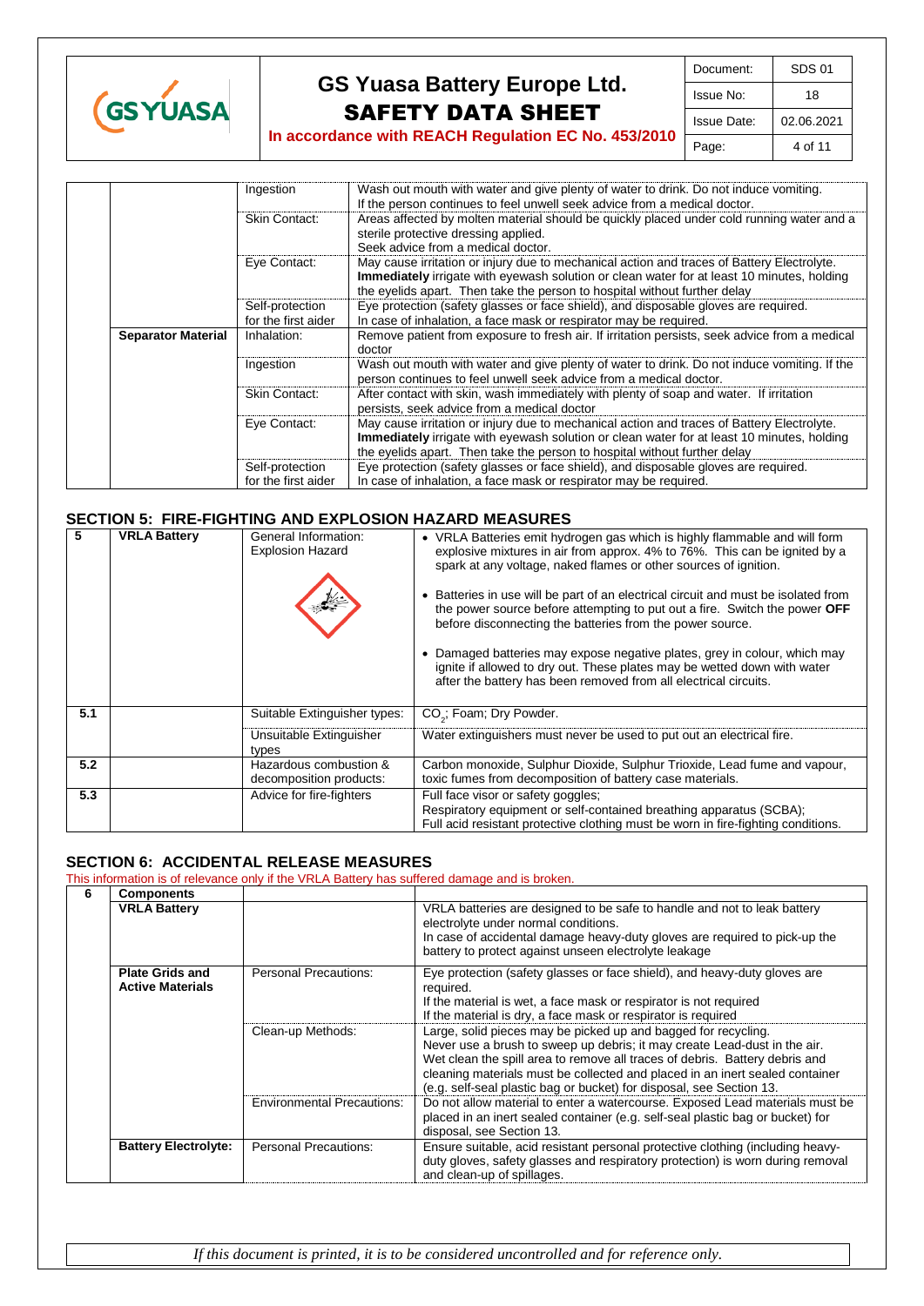| | | | |
|---|---|---|---|
| | | Ingestion | Wash out mouth with water and give plenty of water to drink. Do not induce vomiting. If the person continues to feel unwell seek advice from a medical doctor. |
| | | Skin Contact: | Areas affected by molten material should be quickly placed under cold running water and a sterile protective dressing applied. Seek advice from a medical doctor. |
| | | Eye Contact: | May cause irritation or injury due to mechanical action and traces of Battery Electrolyte. **Immediately** irrigate with eyewash solution or clean water for at least 10 minutes, holding the eyelids apart. Then take the person to hospital without further delay |
| | | Self-protection for the first aider | Eye protection (safety glasses or face shield), and disposable gloves are required. In case of inhalation, a face mask or respirator may be required. |
| | **Separator Material** | Inhalation: | Remove patient from exposure to fresh air. If irritation persists, seek advice from a medical doctor |
| | | Ingestion | Wash out mouth with water and give plenty of water to drink. Do not induce vomiting. If the person continues to feel unwell seek advice from a medical doctor. |
| | | Skin Contact: | After contact with skin, wash immediately with plenty of soap and water. If irritation persists, seek advice from a medical doctor |
| | | Eye Contact: | May cause irritation or injury due to mechanical action and traces of Battery Electrolyte. **Immediately** irrigate with eyewash solution or clean water for at least 10 minutes, holding the eyelids apart. Then take the person to hospital without further delay |
| | | Self-protection for the first aider | Eye protection (safety glasses or face shield), and disposable gloves are required. In case of inhalation, a face mask or respirator may be required. |

## SECTION 5: FIRE-FIGHTING AND EXPLOSION HAZARD MEASURES

| | | | |
|---|---|---|---|
| **5** | **VRLA Battery** | General Information: Explosion Hazard | • VRLA Batteries emit hydrogen gas which is highly flammable and will form explosive mixtures in air from approx. 4% to 76%. This can be ignited by a spark at any voltage, naked flames or other sources of ignition.<br>• Batteries in use will be part of an electrical circuit and must be isolated from the power source before attempting to put out a fire. Switch the power **OFF** before disconnecting the batteries from the power source.<br>• Damaged batteries may expose negative plates, grey in colour, which may ignite if allowed to dry out. These plates may be wetted down with water after the battery has been removed from all electrical circuits. |
| **5.1** | | Suitable Extinguisher types: | $CO_2$; Foam; Dry Powder. |
| | | Unsuitable Extinguisher types | Water extinguishers must never be used to put out an electrical fire. |
| **5.2** | | Hazardous combustion & decomposition products: | Carbon monoxide, Sulphur Dioxide, Sulphur Trioxide, Lead fume and vapour, toxic fumes from decomposition of battery case materials. |
| **5.3** | | Advice for fire-fighters | Full face visor or safety goggles; Respiratory equipment or self-contained breathing apparatus (SCBA); Full acid resistant protective clothing must be worn in fire-fighting conditions. |

## SECTION 6: ACCIDENTAL RELEASE MEASURES

This information is of relevance only if the VRLA Battery has suffered damage and is broken.

| **6** | **Components** | | |
|---|---|---|---|
| | **VRLA Battery** | | VRLA batteries are designed to be safe to handle and not to leak battery electrolyte under normal conditions. In case of accidental damage heavy-duty gloves are required to pick-up the battery to protect against unseen electrolyte leakage |
| | **Plate Grids and Active Materials** | Personal Precautions: | Eye protection (safety glasses or face shield), and heavy-duty gloves are required. If the material is wet, a face mask or respirator is not required If the material is dry, a face mask or respirator is required |
| | | Clean-up Methods: | Large, solid pieces may be picked up and bagged for recycling. Never use a brush to sweep up debris; it may create Lead-dust in the air. Wet clean the spill area to remove all traces of debris. Battery debris and cleaning materials must be collected and placed in an inert sealed container (e.g. self-seal plastic bag or bucket) for disposal, see Section 13. |
| | | Environmental Precautions: | Do not allow material to enter a watercourse. Exposed Lead materials must be placed in an inert sealed container (e.g. self-seal plastic bag or bucket) for disposal, see Section 13. |
| | **Battery Electrolyte:** | Personal Precautions: | Ensure suitable, acid resistant personal protective clothing (including heavy-duty gloves, safety glasses and respiratory protection) is worn during removal and clean-up of spillages. |

*If this document is printed, it is to be considered uncontrolled and for reference only.*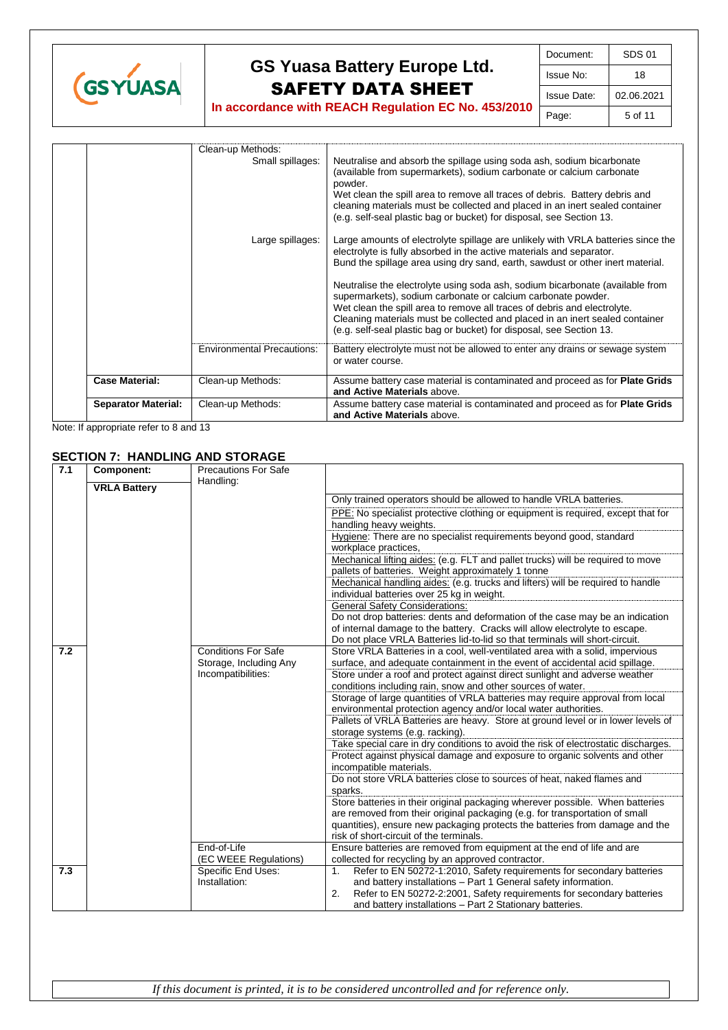| | | | |
|---|---|---|---|
| | | Clean-up Methods: Small spillages: | Neutralise and absorb the spillage using soda ash, sodium bicarbonate (available from supermarkets), sodium carbonate or calcium carbonate powder. Wet clean the spill area to remove all traces of debris. Battery debris and cleaning materials must be collected and placed in an inert sealed container (e.g. self-seal plastic bag or bucket) for disposal, see Section 13. |
| | | Large spillages: | Large amounts of electrolyte spillage are unlikely with VRLA batteries since the electrolyte is fully absorbed in the active materials and separator. Bund the spillage area using dry sand, earth, sawdust or other inert material. Neutralise the electrolyte using soda ash, sodium bicarbonate (available from supermarkets), sodium carbonate or calcium carbonate powder. Wet clean the spill area to remove all traces of debris and electrolyte. Cleaning materials must be collected and placed in an inert sealed container (e.g. self-seal plastic bag or bucket) for disposal, see Section 13. |
| | | Environmental Precautions: | Battery electrolyte must not be allowed to enter any drains or sewage system or water course. |
| | **Case Material:** | Clean-up Methods: | Assume battery case material is contaminated and proceed as for **Plate Grids and Active Materials** above. |
| | **Separator Material:** | Clean-up Methods: | Assume battery case material is contaminated and proceed as for **Plate Grids and Active Materials** above. |

Note: If appropriate refer to 8 and 13

## SECTION 7: HANDLING AND STORAGE

| | | | |
|---|---|---|---|
| **7.1** | **Component:** **VRLA Battery** | Precautions For Safe Handling: | Only trained operators should be allowed to handle VRLA batteries. |
| | | | PPE: No specialist protective clothing or equipment is required, except that for handling heavy weights. |
| | | | Hygiene: There are no specialist requirements beyond good, standard workplace practices, |
| | | | Mechanical lifting aides: (e.g. FLT and pallet trucks) will be required to move pallets of batteries. Weight approximately 1 tonne |
| | | | Mechanical handling aides: (e.g. trucks and lifters) will be required to handle individual batteries over 25 kg in weight. |
| | | | General Safety Considerations: Do not drop batteries: dents and deformation of the case may be an indication of internal damage to the battery. Cracks will allow electrolyte to escape. Do not place VRLA Batteries lid-to-lid so that terminals will short-circuit. |
| **7.2** | | Conditions For Safe Storage, Including Any Incompatibilities: | Store VRLA Batteries in a cool, well-ventilated area with a solid, impervious surface, and adequate containment in the event of accidental acid spillage. |
| | | | Store under a roof and protect against direct sunlight and adverse weather conditions including rain, snow and other sources of water. |
| | | | Storage of large quantities of VRLA batteries may require approval from local environmental protection agency and/or local water authorities. |
| | | | Pallets of VRLA Batteries are heavy. Store at ground level or in lower levels of storage systems (e.g. racking). |
| | | | Take special care in dry conditions to avoid the risk of electrostatic discharges. |
| | | | Protect against physical damage and exposure to organic solvents and other incompatible materials. |
| | | | Do not store VRLA batteries close to sources of heat, naked flames and sparks. |
| | | | Store batteries in their original packaging wherever possible. When batteries are removed from their original packaging (e.g. for transportation of small quantities), ensure new packaging protects the batteries from damage and the risk of short-circuit of the terminals. |
| | | End-of-Life (EC WEEE Regulations) | Ensure batteries are removed from equipment at the end of life and are collected for recycling by an approved contractor. |
| **7.3** | | Specific End Uses: Installation: | 1. Refer to EN 50272-1:2010, Safety requirements for secondary batteries and battery installations – Part 1 General safety information. 2. Refer to EN 50272-2:2001, Safety requirements for secondary batteries and battery installations – Part 2 Stationary batteries. |

*If this document is printed, it is to be considered uncontrolled and for reference only.*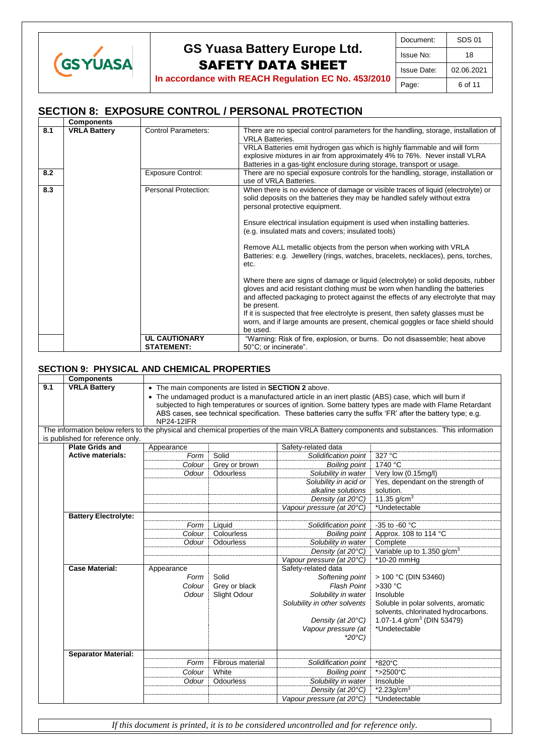## SECTION 8: EXPOSURE CONTROL / PERSONAL PROTECTION

| | Components | | |
|---|---|---|---|
| 8.1 | VRLA Battery | Control Parameters: | There are no special control parameters for the handling, storage, installation of VRLA Batteries. VRLA Batteries emit hydrogen gas which is highly flammable and will form explosive mixtures in air from approximately 4% to 76%. Never install VLRA Batteries in a gas-tight enclosure during storage, transport or usage. |
| 8.2 | | Exposure Control: | There are no special exposure controls for the handling, storage, installation or use of VRLA Batteries. |
| 8.3 | | Personal Protection: | When there is no evidence of damage or visible traces of liquid (electrolyte) or solid deposits on the batteries they may be handled safely without extra personal protective equipment.<br><br>Ensure electrical insulation equipment is used when installing batteries. (e.g. insulated mats and covers; insulated tools)<br><br>Remove ALL metallic objects from the person when working with VRLA Batteries: e.g. Jewellery (rings, watches, bracelets, necklaces), pens, torches, etc.<br><br>Where there are signs of damage or liquid (electrolyte) or solid deposits, rubber gloves and acid resistant clothing must be worn when handling the batteries and affected packaging to protect against the effects of any electrolyte that may be present.<br>If it is suspected that free electrolyte is present, then safety glasses must be worn, and if large amounts are present, chemical goggles or face shield should be used. |
| | | **UL CAUTIONARY STATEMENT:** | "Warning: Risk of fire, explosion, or burns. Do not disassemble; heat above 50°C; or incinerate". |

## SECTION 9: PHYSICAL AND CHEMICAL PROPERTIES

| | Components | | | | |
|---|---|---|---|---|---|
| 9.1 | **VRLA Battery** | • The main components are listed in **SECTION 2** above.<br>• The undamaged product is a manufactured article in an inert plastic (ABS) case, which will burn if subjected to high temperatures or sources of ignition. Some battery types are made with Flame Retardant ABS cases, see technical specification. These batteries carry the suffix 'FR' after the battery type; e.g. NP24-12IFR | | | |
| | The information below refers to the physical and chemical properties of the main VRLA Battery components and substances. This information is published for reference only. | | | | |
| | **Plate Grids and Active materials:** | Appearance | | Safety-related data | |
| | | *Form* | Solid | *Solidification point* | 327 °C |
| | | *Colour* | Grey or brown | *Boiling point* | 1740 °C |
| | | *Odour* | Odourless | *Solubility in water* | Very low (0.15mg/l) |
| | | | | *Solubility in acid or alkaline solutions* | Yes, dependant on the strength of solution. |
| | | | | *Density (at 20°C)* | 11.35 g/cm³ |
| | | | | *Vapour pressure (at 20°C)* | *Undetectable |
| | **Battery Electrolyte:** | | | | |
| | | *Form* | Liquid | *Solidification point* | -35 to -60 °C |
| | | *Colour* | Colourless | *Boiling point* | Approx. 108 to 114 °C |
| | | *Odour* | Odourless | *Solubility in water* | Complete |
| | | | | *Density (at 20°C)* | Variable up to 1.350 g/cm³ |
| | | | | *Vapour pressure (at 20°C)* | *10-20 mmHg |
| | **Case Material:** | Appearance | | Safety-related data | |
| | | *Form* | Solid | *Softening point* | > 100 °C (DIN 53460) |
| | | *Colour* | Grey or black | *Flash Point* | >330 °C |
| | | *Odour* | Slight Odour | *Solubility in water* | Insoluble |
| | | | | *Solubility in other solvents* | Soluble in polar solvents, aromatic solvents, chlorinated hydrocarbons. |
| | | | | *Density (at 20°C)* | 1.07-1.4 g/cm³ (DIN 53479) |
| | | | | *Vapour pressure (at *20°C)* | *Undetectable |
| | **Separator Material:** | | | | |
| | | *Form* | Fibrous material | *Solidification point* | *820°C |
| | | *Colour* | White | *Boiling point* | *>2500°C |
| | | *Odour* | Odourless | *Solubility in water* | Insoluble |
| | | | | *Density (at 20°C)* | *2.23g/cm³ |
| | | | | *Vapour pressure (at 20°C)* | *Undetectable |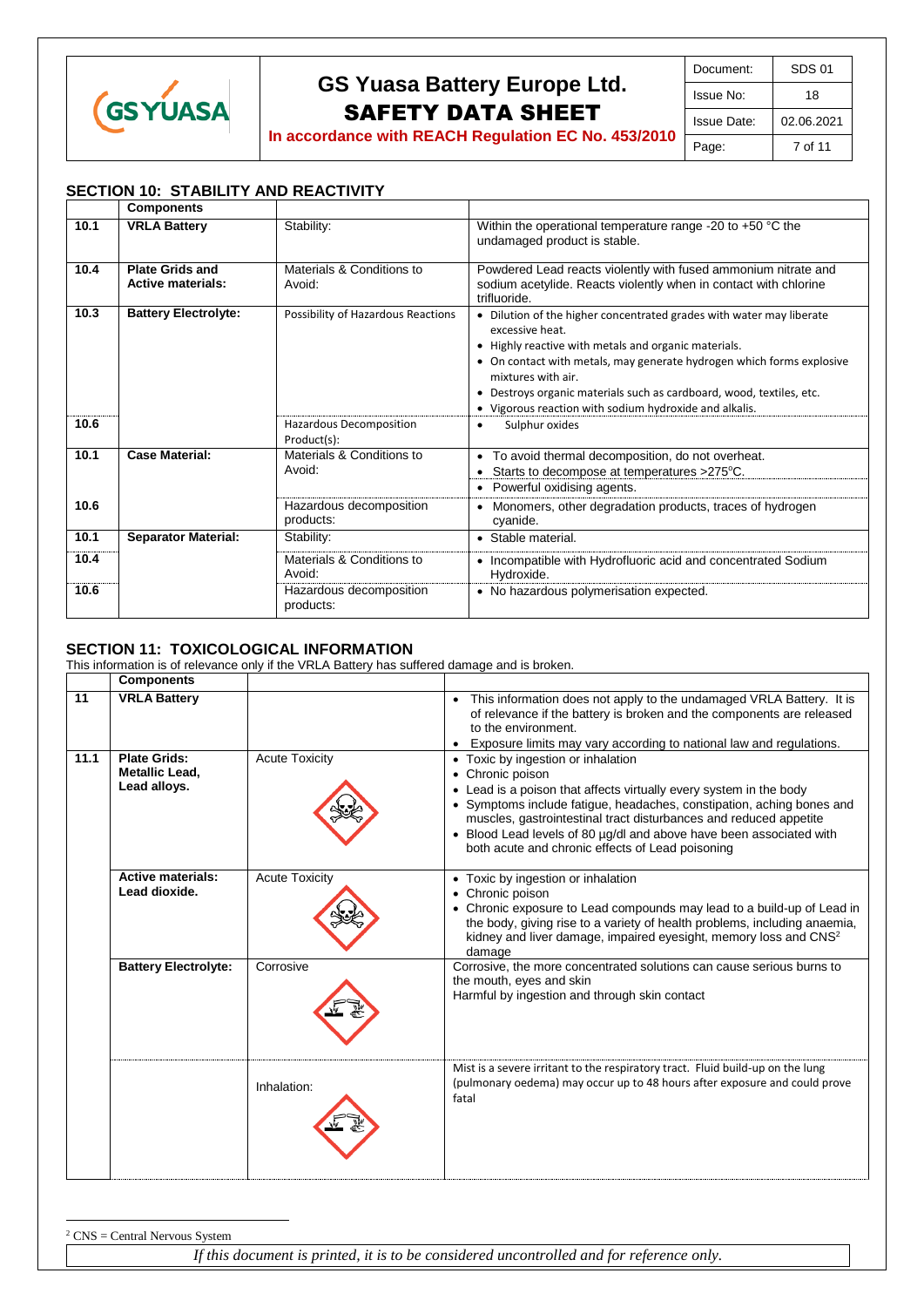## SECTION 10: STABILITY AND REACTIVITY

| | Components | | |
|---|---|---|---|
| 10.1 | **VRLA Battery** | Stability: | Within the operational temperature range -20 to +50 °C the undamaged product is stable. |
| 10.4 | **Plate Grids and Active materials:** | Materials & Conditions to Avoid: | Powdered Lead reacts violently with fused ammonium nitrate and sodium acetylide. Reacts violently when in contact with chlorine trifluoride. |
| 10.3 | **Battery Electrolyte:** | Possibility of Hazardous Reactions | • Dilution of the higher concentrated grades with water may liberate excessive heat.<br>• Highly reactive with metals and organic materials.<br>• On contact with metals, may generate hydrogen which forms explosive mixtures with air.<br>• Destroys organic materials such as cardboard, wood, textiles, etc.<br>• Vigorous reaction with sodium hydroxide and alkalis. |
| 10.6 | | Hazardous Decomposition Product(s): | • Sulphur oxides |
| 10.1 | **Case Material:** | Materials & Conditions to Avoid: | • To avoid thermal decomposition, do not overheat.<br>• Starts to decompose at temperatures >275°C.<br>• Powerful oxidising agents. |
| 10.6 | | Hazardous decomposition products: | • Monomers, other degradation products, traces of hydrogen cyanide. |
| 10.1 | **Separator Material:** | Stability: | • Stable material. |
| 10.4 | | Materials & Conditions to Avoid: | • Incompatible with Hydrofluoric acid and concentrated Sodium Hydroxide. |
| 10.6 | | Hazardous decomposition products: | • No hazardous polymerisation expected. |

## SECTION 11: TOXICOLOGICAL INFORMATION

This information is of relevance only if the VRLA Battery has suffered damage and is broken.

| | Components | | |
|---|---|---|---|
| 11 | **VRLA Battery** | | • This information does not apply to the undamaged VRLA Battery. It is of relevance if the battery is broken and the components are released to the environment.<br>• Exposure limits may vary according to national law and regulations. |
| 11.1 | **Plate Grids: Metallic Lead, Lead alloys.** | Acute Toxicity | • Toxic by ingestion or inhalation<br>• Chronic poison<br>• Lead is a poison that affects virtually every system in the body<br>• Symptoms include fatigue, headaches, constipation, aching bones and muscles, gastrointestinal tract disturbances and reduced appetite<br>• Blood Lead levels of 80 µg/dl and above have been associated with both acute and chronic effects of Lead poisoning |
| | **Active materials: Lead dioxide.** | Acute Toxicity | • Toxic by ingestion or inhalation<br>• Chronic poison<br>• Chronic exposure to Lead compounds may lead to a build-up of Lead in the body, giving rise to a variety of health problems, including anaemia, kidney and liver damage, impaired eyesight, memory loss and CNS[2] damage |
| | **Battery Electrolyte:** | Corrosive | Corrosive, the more concentrated solutions can cause serious burns to the mouth, eyes and skin<br>Harmful by ingestion and through skin contact |
| | | Inhalation: | Mist is a severe irritant to the respiratory tract. Fluid build-up on the lung (pulmonary oedema) may occur up to 48 hours after exposure and could prove fatal |

[2] CNS = Central Nervous System

*If this document is printed, it is to be considered uncontrolled and for reference only.*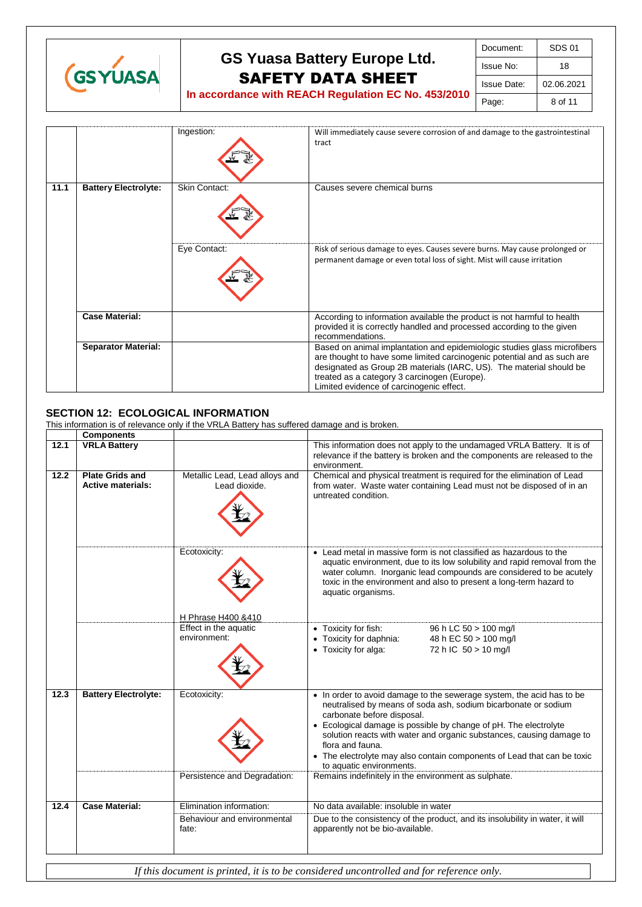| | | | |
|---|---|---|---|
| | | Ingestion: | Will immediately cause severe corrosion of and damage to the gastrointestinal tract |
| 11.1 | **Battery Electrolyte:** | Skin Contact: | Causes severe chemical burns |
| | | Eye Contact: | Risk of serious damage to eyes. Causes severe burns. May cause prolonged or permanent damage or even total loss of sight. Mist will cause irritation |
| | **Case Material:** | | According to information available the product is not harmful to health provided it is correctly handled and processed according to the given recommendations. |
| | **Separator Material:** | | Based on animal implantation and epidemiologic studies glass microfibers are thought to have some limited carcinogenic potential and as such are designated as Group 2B materials (IARC, US). The material should be treated as a category 3 carcinogen (Europe). Limited evidence of carcinogenic effect. |

## SECTION 12: ECOLOGICAL INFORMATION

This information is of relevance only if the VRLA Battery has suffered damage and is broken.

| | **Components** | | |
|---|---|---|---|
| 12.1 | **VRLA Battery** | | This information does not apply to the undamaged VRLA Battery. It is of relevance if the battery is broken and the components are released to the environment. |
| 12.2 | **Plate Grids and Active materials:** | Metallic Lead, Lead alloys and Lead dioxide. | Chemical and physical treatment is required for the elimination of Lead from water. Waste water containing Lead must not be disposed of in an untreated condition. |
| | | Ecotoxicity:<br>H Phrase H400 &410 | • Lead metal in massive form is not classified as hazardous to the aquatic environment, due to its low solubility and rapid removal from the water column. Inorganic lead compounds are considered to be acutely toxic in the environment and also to present a long-term hazard to aquatic organisms. |
| | | Effect in the aquatic environment: | • Toxicity for fish: 96 h LC 50 > 100 mg/l<br>• Toxicity for daphnia: 48 h EC 50 > 100 mg/l<br>• Toxicity for alga: 72 h IC 50 > 10 mg/l |
| 12.3 | **Battery Electrolyte:** | Ecotoxicity: | • In order to avoid damage to the sewerage system, the acid has to be neutralised by means of soda ash, sodium bicarbonate or sodium carbonate before disposal.<br>• Ecological damage is possible by change of pH. The electrolyte solution reacts with water and organic substances, causing damage to flora and fauna.<br>• The electrolyte may also contain components of Lead that can be toxic to aquatic environments. |
| | | Persistence and Degradation: | Remains indefinitely in the environment as sulphate. |
| 12.4 | **Case Material:** | Elimination information: | No data available: insoluble in water |
| | | Behaviour and environmental fate: | Due to the consistency of the product, and its insolubility in water, it will apparently not be bio-available. |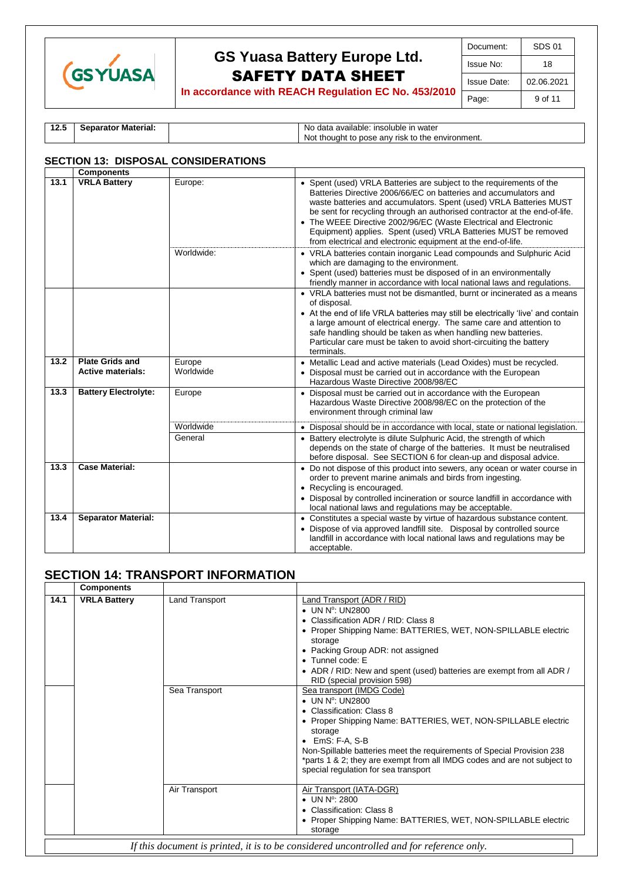| 12.5 | Separator Material: | | No data available: insoluble in water<br>Not thought to pose any risk to the environment. |
|---|---|---|---|

## SECTION 13: DISPOSAL CONSIDERATIONS

| | Components | | |
|---|---|---|---|
| 13.1 | VRLA Battery | Europe: | • Spent (used) VRLA Batteries are subject to the requirements of the Batteries Directive 2006/66/EC on batteries and accumulators and waste batteries and accumulators. Spent (used) VRLA Batteries MUST be sent for recycling through an authorised contractor at the end-of-life.<br>• The WEEE Directive 2002/96/EC (Waste Electrical and Electronic Equipment) applies. Spent (used) VRLA Batteries MUST be removed from electrical and electronic equipment at the end-of-life. |
| | | Worldwide: | • VRLA batteries contain inorganic Lead compounds and Sulphuric Acid which are damaging to the environment.<br>• Spent (used) batteries must be disposed of in an environmentally friendly manner in accordance with local national laws and regulations. |
| | | | • VRLA batteries must not be dismantled, burnt or incinerated as a means of disposal.<br>• At the end of life VRLA batteries may still be electrically 'live' and contain a large amount of electrical energy. The same care and attention to safe handling should be taken as when handling new batteries. Particular care must be taken to avoid short-circuiting the battery terminals. |
| 13.2 | Plate Grids and Active materials: | Europe<br>Worldwide | • Metallic Lead and active materials (Lead Oxides) must be recycled.<br>• Disposal must be carried out in accordance with the European Hazardous Waste Directive 2008/98/EC |
| 13.3 | Battery Electrolyte: | Europe | • Disposal must be carried out in accordance with the European Hazardous Waste Directive 2008/98/EC on the protection of the environment through criminal law |
| | | Worldwide | • Disposal should be in accordance with local, state or national legislation. |
| | | General | • Battery electrolyte is dilute Sulphuric Acid, the strength of which depends on the state of charge of the batteries. It must be neutralised before disposal. See SECTION 6 for clean-up and disposal advice. |
| 13.3 | Case Material: | | • Do not dispose of this product into sewers, any ocean or water course in order to prevent marine animals and birds from ingesting.<br>• Recycling is encouraged.<br>• Disposal by controlled incineration or source landfill in accordance with local national laws and regulations may be acceptable. |
| 13.4 | Separator Material: | | • Constitutes a special waste by virtue of hazardous substance content.<br>• Dispose of via approved landfill site. Disposal by controlled source landfill in accordance with local national laws and regulations may be acceptable. |

## SECTION 14: TRANSPORT INFORMATION

| | Components | | |
|---|---|---|---|
| 14.1 | VRLA Battery | Land Transport | Land Transport (ADR / RID)<br>• UN Nº: UN2800<br>• Classification ADR / RID: Class 8<br>• Proper Shipping Name: BATTERIES, WET, NON-SPILLABLE electric storage<br>• Packing Group ADR: not assigned<br>• Tunnel code: E<br>• ADR / RID: New and spent (used) batteries are exempt from all ADR / RID (special provision 598) |
| | | Sea Transport | Sea transport (IMDG Code)<br>• UN Nº: UN2800<br>• Classification: Class 8<br>• Proper Shipping Name: BATTERIES, WET, NON-SPILLABLE electric storage<br>• EmS: F-A, S-B<br>Non-Spillable batteries meet the requirements of Special Provision 238 *parts 1 & 2; they are exempt from all IMDG codes and are not subject to special regulation for sea transport |
| | | Air Transport | Air Transport (IATA-DGR)<br>• UN Nº: 2800<br>• Classification: Class 8<br>• Proper Shipping Name: BATTERIES, WET, NON-SPILLABLE electric storage |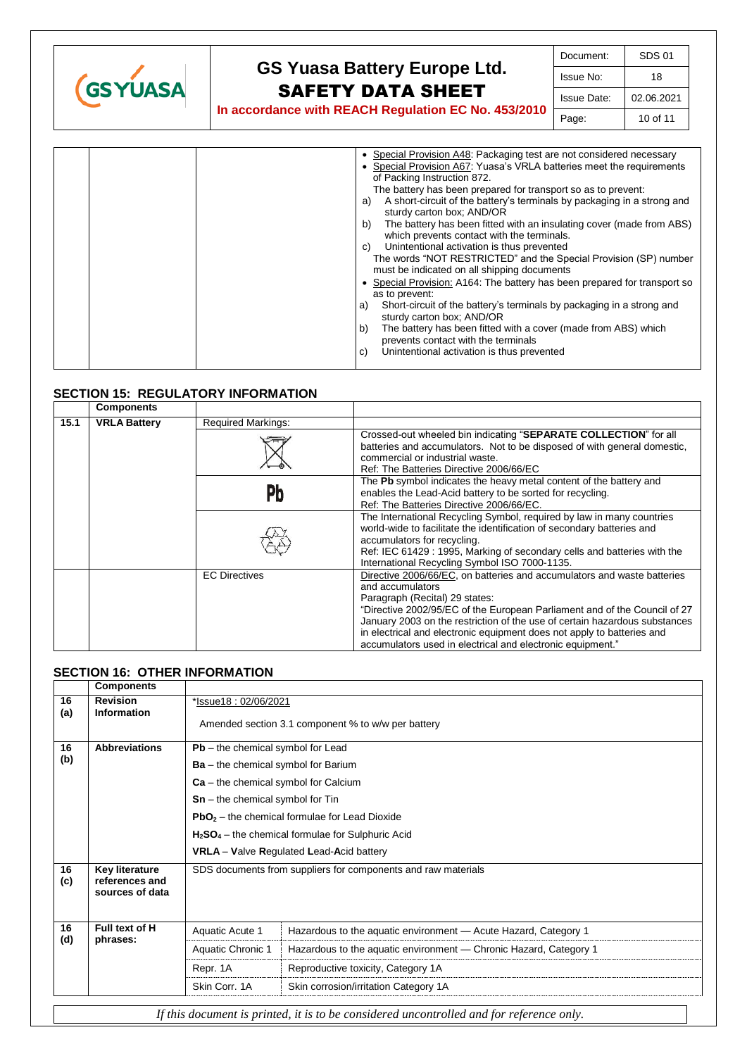| | | |
|---|---|---|
| | | • Special Provision A48: Packaging test are not considered necessary<br>• Special Provision A67: Yuasa's VRLA batteries meet the requirements of Packing Instruction 872.<br>The battery has been prepared for transport so as to prevent:<br>a) A short-circuit of the battery's terminals by packaging in a strong and sturdy carton box; AND/OR<br>b) The battery has been fitted with an insulating cover (made from ABS) which prevents contact with the terminals.<br>c) Unintentional activation is thus prevented<br>The words "NOT RESTRICTED" and the Special Provision (SP) number must be indicated on all shipping documents<br>• Special Provision: A164: The battery has been prepared for transport so as to prevent:<br>a) Short-circuit of the battery's terminals by packaging in a strong and sturdy carton box; AND/OR<br>b) The battery has been fitted with a cover (made from ABS) which prevents contact with the terminals<br>c) Unintentional activation is thus prevented |

## SECTION 15: REGULATORY INFORMATION

| | Components | | |
|---|---|---|---|
| 15.1 | VRLA Battery | Required Markings: | |
| | | (Crossed-out wheeled bin symbol) | Crossed-out wheeled bin indicating "**SEPARATE COLLECTION**" for all batteries and accumulators. Not to be disposed of with general domestic, commercial or industrial waste.<br>Ref: The Batteries Directive 2006/66/EC |
| | | Pb | The **Pb** symbol indicates the heavy metal content of the battery and enables the Lead-Acid battery to be sorted for recycling.<br>Ref: The Batteries Directive 2006/66/EC. |
| | | (Recycling symbol) | The International Recycling Symbol, required by law in many countries world-wide to facilitate the identification of secondary batteries and accumulators for recycling.<br>Ref: IEC 61429 : 1995, Marking of secondary cells and batteries with the International Recycling Symbol ISO 7000-1135. |
| | | EC Directives | Directive 2006/66/EC, on batteries and accumulators and waste batteries and accumulators<br>Paragraph (Recital) 29 states:<br>"Directive 2002/95/EC of the European Parliament and of the Council of 27 January 2003 on the restriction of the use of certain hazardous substances in electrical and electronic equipment does not apply to batteries and accumulators used in electrical and electronic equipment." |

## SECTION 16: OTHER INFORMATION

| | Components | | |
|---|---|---|---|
| 16 (a) | **Revision Information** | *Issue18 : 02/06/2021<br>Amended section 3.1 component % to w/w per battery | |
| 16 (b) | **Abbreviations** | **Pb** – the chemical symbol for Lead<br>**Ba** – the chemical symbol for Barium<br>**Ca** – the chemical symbol for Calcium<br>**Sn** – the chemical symbol for Tin<br>**$PbO_2$** – the chemical formulae for Lead Dioxide<br>**$H_2SO_4$** – the chemical formulae for Sulphuric Acid<br>**VRLA** – **V**alve **R**egulated **L**ead-**A**cid battery | |
| 16 (c) | **Key literature references and sources of data** | SDS documents from suppliers for components and raw materials | |
| 16 (d) | **Full text of H phrases:** | Aquatic Acute 1 | Hazardous to the aquatic environment — Acute Hazard, Category 1 |
| | | Aquatic Chronic 1 | Hazardous to the aquatic environment — Chronic Hazard, Category 1 |
| | | Repr. 1A | Reproductive toxicity, Category 1A |
| | | Skin Corr. 1A | Skin corrosion/irritation Category 1A |

*If this document is printed, it is to be considered uncontrolled and for reference only.*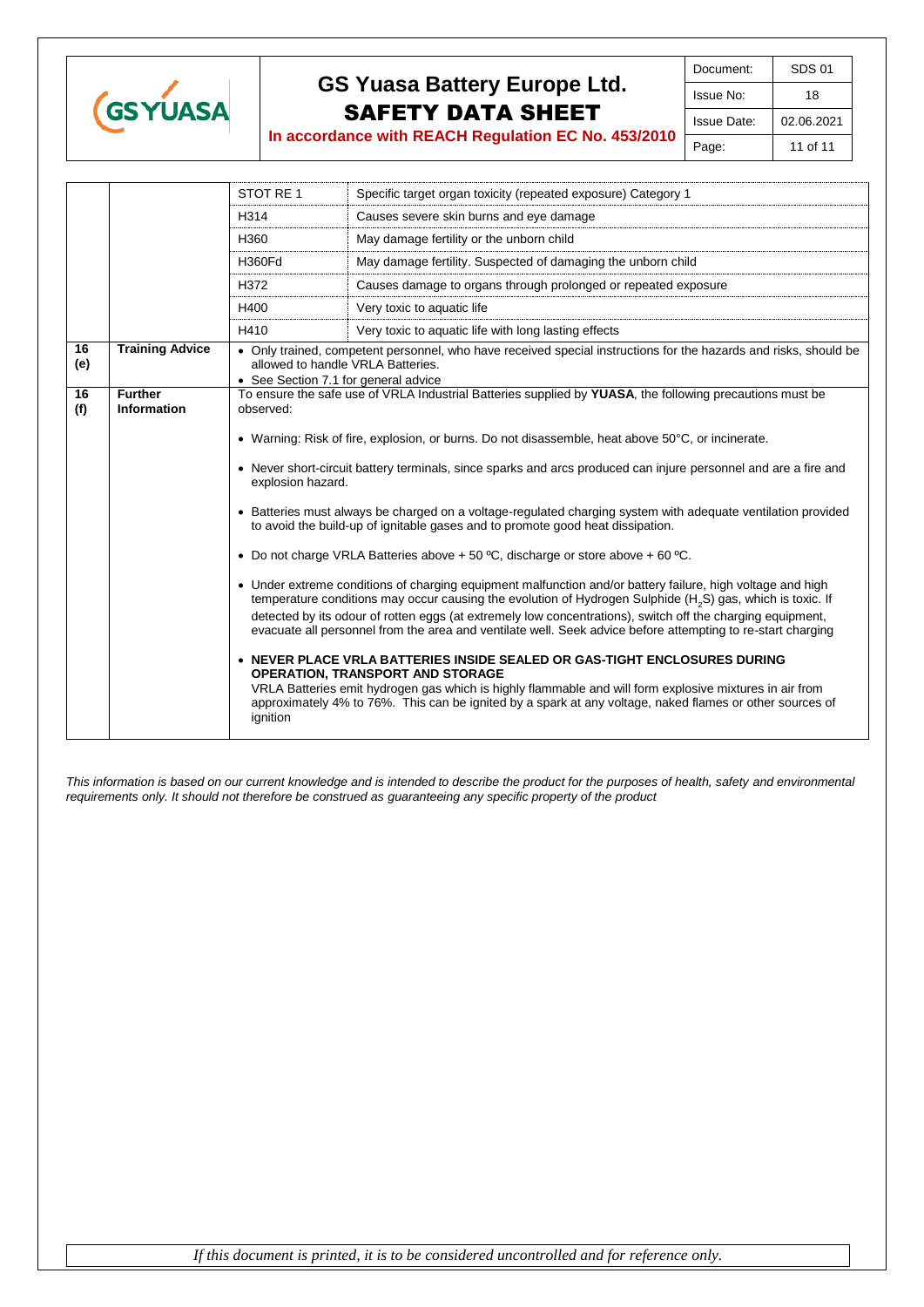| | | | |
|---|---|---|---|
| | | STOT RE 1 | Specific target organ toxicity (repeated exposure) Category 1 |
| | | H314 | Causes severe skin burns and eye damage |
| | | H360 | May damage fertility or the unborn child |
| | | H360Fd | May damage fertility. Suspected of damaging the unborn child |
| | | H372 | Causes damage to organs through prolonged or repeated exposure |
| | | H400 | Very toxic to aquatic life |
| | | H410 | Very toxic to aquatic life with long lasting effects |
| **16 (e)** | **Training Advice** | • Only trained, competent personnel, who have received special instructions for the hazards and risks, should be allowed to handle VRLA Batteries.<br>• See Section 7.1 for general advice | |
| **16 (f)** | **Further Information** | To ensure the safe use of VRLA Industrial Batteries supplied by **YUASA**, the following precautions must be observed:<br><br>• Warning: Risk of fire, explosion, or burns. Do not disassemble, heat above 50°C, or incinerate.<br><br>• Never short-circuit battery terminals, since sparks and arcs produced can injure personnel and are a fire and explosion hazard.<br><br>• Batteries must always be charged on a voltage-regulated charging system with adequate ventilation provided to avoid the build-up of ignitable gases and to promote good heat dissipation.<br><br>• Do not charge VRLA Batteries above + 50 ºC, discharge or store above + 60 ºC.<br><br>• Under extreme conditions of charging equipment malfunction and/or battery failure, high voltage and high temperature conditions may occur causing the evolution of Hydrogen Sulphide ($H_2S$) gas, which is toxic. If detected by its odour of rotten eggs (at extremely low concentrations), switch off the charging equipment, evacuate all personnel from the area and ventilate well. Seek advice before attempting to re-start charging<br><br>• **NEVER PLACE VRLA BATTERIES INSIDE SEALED OR GAS-TIGHT ENCLOSURES DURING OPERATION, TRANSPORT AND STORAGE**<br>VRLA Batteries emit hydrogen gas which is highly flammable and will form explosive mixtures in air from approximately 4% to 76%. This can be ignited by a spark at any voltage, naked flames or other sources of ignition | |

*This information is based on our current knowledge and is intended to describe the product for the purposes of health, safety and environmental requirements only. It should not therefore be construed as guaranteeing any specific property of the product*